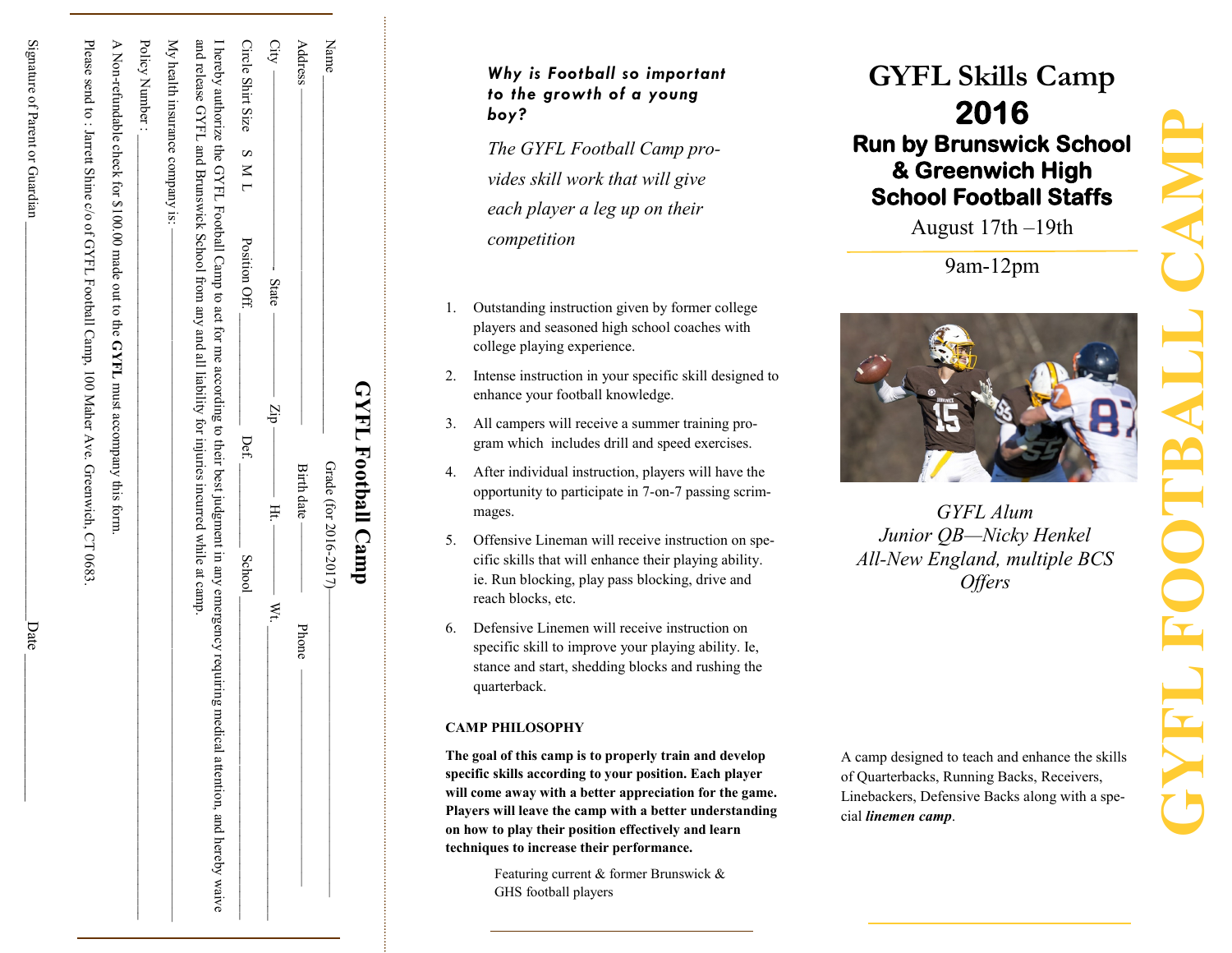## GYFL Football Camp

Name ____________________ Grade (for 2016-2017) ____________

Address ____________________ Birth date ____________ Phone ____________

City ____________ State ________ Zip ________ Ht. ________ Wt. ________

Circle Shirt Size S M L Position Off. ____________ Def. ____________ School ____________

I hereby authorize the GYFL Football Camp to act for me according to their best judgment in any emergency requiring medical attention, and hereby waive and release GYFL and Brunswick School from any and all liability for injuries incurred while at camp.

My health insurance company is: ____________________

Policy Number : ____________________

A Non-refundable check for $100.00 made out to the **GYFL** must accompany this form.

Please send to : Jarrett Shine c/o of GYFL Football Camp, 100 Maher Ave. Greenwich, CT 0683.

Signature of Parent or Guardian ____________________ Date ____________

---

***Why is Football so important to the growth of a young boy?***

*The GYFL Football Camp provides skill work that will give each player a leg up on their competition*

1. Outstanding instruction given by former college players and seasoned high school coaches with college playing experience.
2. Intense instruction in your specific skill designed to enhance your football knowledge.
3. All campers will receive a summer training program which includes drill and speed exercises.
4. After individual instruction, players will have the opportunity to participate in 7-on-7 passing scrimmages.
5. Offensive Lineman will receive instruction on specific skills that will enhance their playing ability. ie. Run blocking, play pass blocking, drive and reach blocks, etc.
6. Defensive Linemen will receive instruction on specific skill to improve your playing ability. Ie, stance and start, shedding blocks and rushing the quarterback.

**CAMP PHILOSOPHY**

**The goal of this camp is to properly train and develop specific skills according to your position. Each player will come away with a better appreciation for the game. Players will leave the camp with a better understanding on how to play their position effectively and learn techniques to increase their performance.**

Featuring current & former Brunswick & GHS football players

---

# GYFL FOOTBALL CAMP

# GYFL Skills Camp

# 2016

## Run by Brunswick School & Greenwich High School Football Staffs

August 17th –19th

9am-12pm

*GYFL Alum*
*Junior QB—Nicky Henkel*
*All-New England, multiple BCS Offers*

A camp designed to teach and enhance the skills of Quarterbacks, Running Backs, Receivers, Linebackers, Defensive Backs along with a special ***linemen camp***.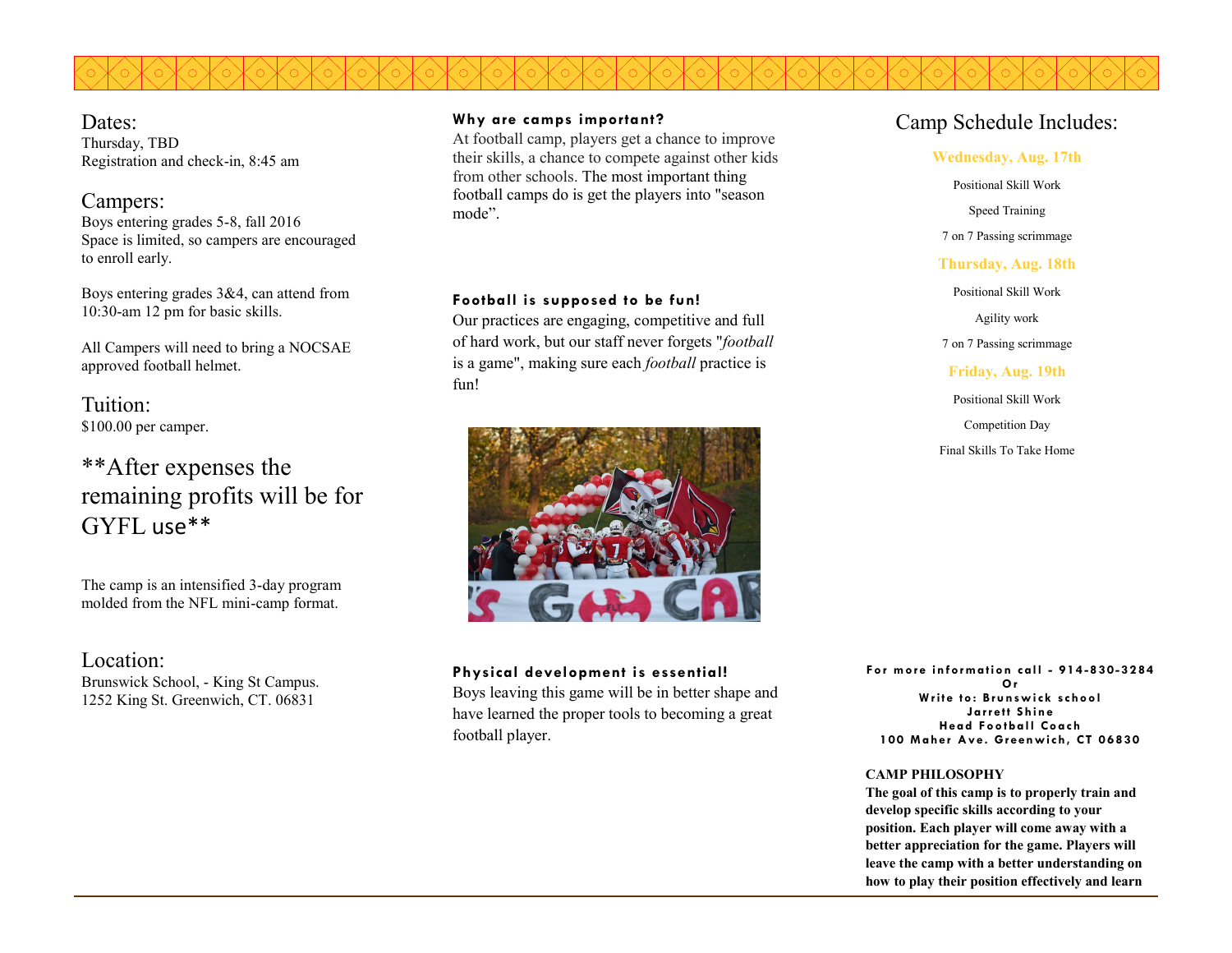## Dates:

Thursday, TBD
Registration and check-in, 8:45 am

## Campers:

Boys entering grades 5-8, fall 2016
Space is limited, so campers are encouraged to enroll early.

Boys entering grades 3&4, can attend from 10:30-am 12 pm for basic skills.

All Campers will need to bring a NOCSAE approved football helmet.

## Tuition:

$100.00 per camper.

## **After expenses the remaining profits will be for GYFL use**

The camp is an intensified 3-day program molded from the NFL mini-camp format.

## Location:

Brunswick School, - King St Campus.
1252 King St. Greenwich, CT. 06831

**Why are camps important?**

At football camp, players get a chance to improve their skills, a chance to compete against other kids from other schools. The most important thing football camps do is get the players into "season mode".

**Football is supposed to be fun!**

Our practices are engaging, competitive and full of hard work, but our staff never forgets "*football* is a game", making sure each *football* practice is fun!

**Physical development is essential!**

Boys leaving this game will be in better shape and have learned the proper tools to becoming a great football player.

## Camp Schedule Includes:

**Wednesday, Aug. 17th**

Positional Skill Work

Speed Training

7 on 7 Passing scrimmage

**Thursday, Aug. 18th**

Positional Skill Work

Agility work

7 on 7 Passing scrimmage

**Friday, Aug. 19th**

Positional Skill Work

Competition Day

Final Skills To Take Home

**For more information call - 914-830-3284**
**Or**
**Write to: Brunswick school**
**Jarrett Shine**
**Head Football Coach**
**100 Maher Ave. Greenwich, CT 06830**

**CAMP PHILOSOPHY**

**The goal of this camp is to properly train and develop specific skills according to your position. Each player will come away with a better appreciation for the game. Players will leave the camp with a better understanding on how to play their position effectively and learn**